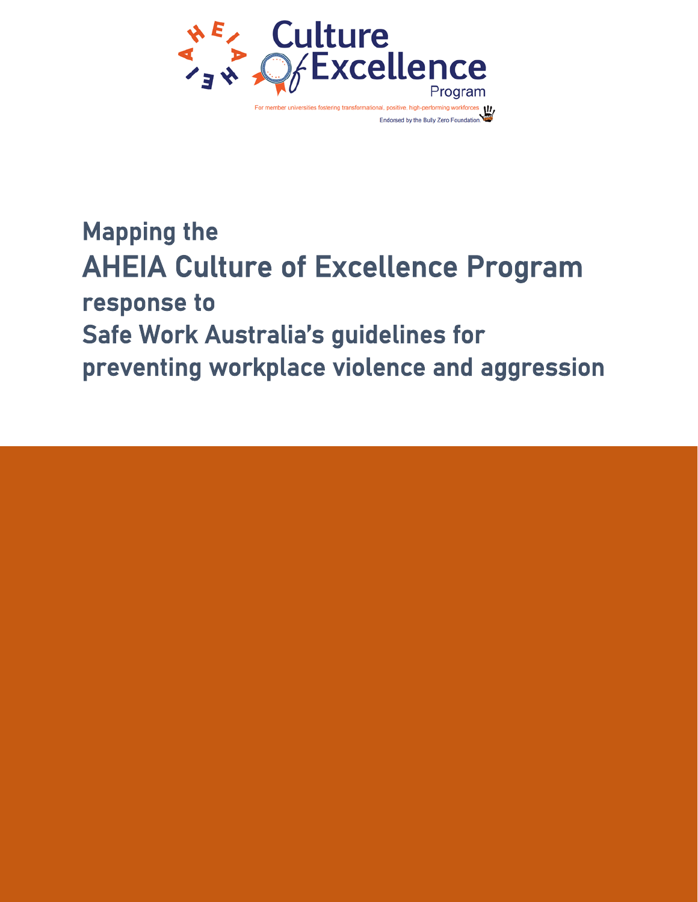Culture of Excellence Program

For member universities fostering transformational, positive, high-performing workforces

Endorsed by the Bully Zero Foundation

# Mapping the AHEIA Culture of Excellence Program response to Safe Work Australia's guidelines for preventing workplace violence and aggression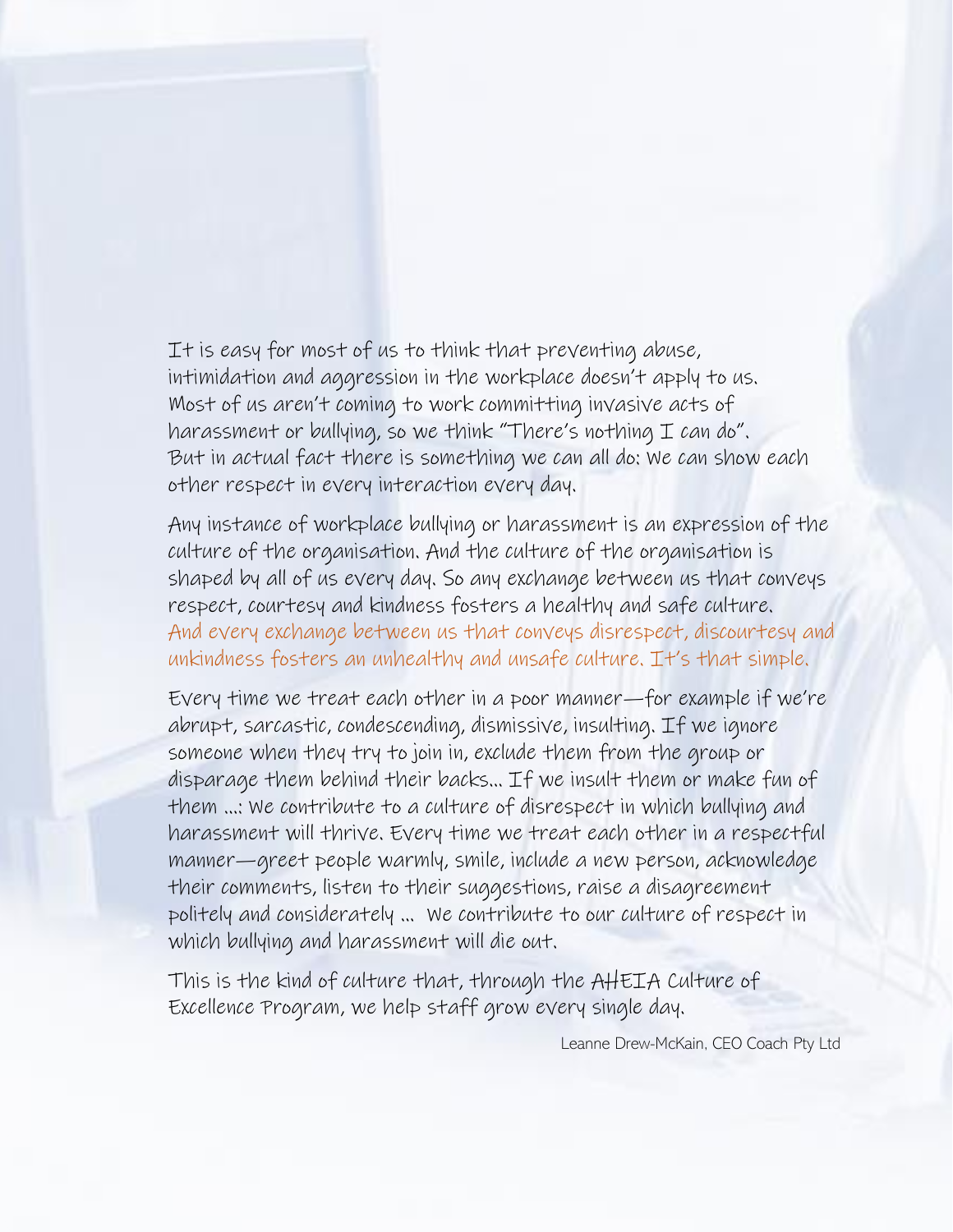It is easy for most of us to think that preventing abuse, intimidation and aggression in the workplace doesn't apply to us. Most of us aren't coming to work committing invasive acts of harassment or bullying, so we think "There's nothing I can do". But in actual fact there is something we can all do: we can show each other respect in every interaction every day.

Any instance of workplace bullying or harassment is an expression of the culture of the organisation. And the culture of the organisation is shaped by all of us every day. So any exchange between us that conveys respect, courtesy and kindness fosters a healthy and safe culture. And every exchange between us that conveys disrespect, discourtesy and unkindness fosters an unhealthy and unsafe culture. It's that simple.

Every time we treat each other in a poor manner—for example if we're abrupt, sarcastic, condescending, dismissive, insulting. If we ignore someone when they try to join in, exclude them from the group or disparage them behind their backs... If we insult them or make fun of them ...: we contribute to a culture of disrespect in which bullying and harassment will thrive. Every time we treat each other in a respectful manner—greet people warmly, smile, include a new person, acknowledge their comments, listen to their suggestions, raise a disagreement politely and considerately ... we contribute to our culture of respect in which bullying and harassment will die out.

This is the kind of culture that, through the AHEIA Culture of Excellence Program, we help staff grow every single day.

Leanne Drew-McKain, CEO Coach Pty Ltd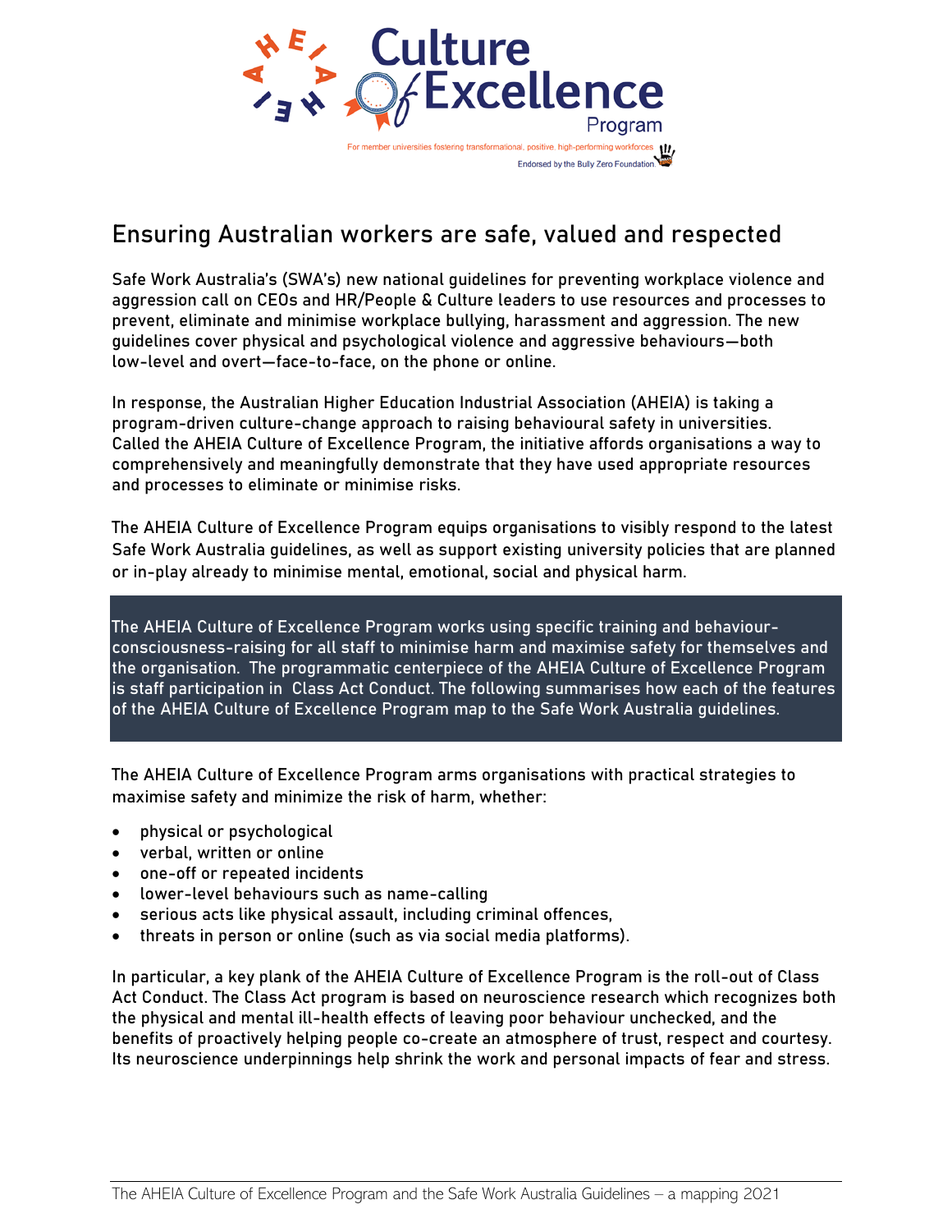# Culture Of Excellence Program

For member universities fostering transformational, positive, high-performing workforces

Endorsed by the Bully Zero Foundation

## Ensuring Australian workers are safe, valued and respected

Safe Work Australia's (SWA's) new national guidelines for preventing workplace violence and aggression call on CEOs and HR/People & Culture leaders to use resources and processes to prevent, eliminate and minimise workplace bullying, harassment and aggression. The new guidelines cover physical and psychological violence and aggressive behaviours—both low-level and overt—face-to-face, on the phone or online.

In response, the Australian Higher Education Industrial Association (AHEIA) is taking a program-driven culture-change approach to raising behavioural safety in universities. Called the AHEIA Culture of Excellence Program, the initiative affords organisations a way to comprehensively and meaningfully demonstrate that they have used appropriate resources and processes to eliminate or minimise risks.

The AHEIA Culture of Excellence Program equips organisations to visibly respond to the latest Safe Work Australia guidelines, as well as support existing university policies that are planned or in-play already to minimise mental, emotional, social and physical harm.

The AHEIA Culture of Excellence Program works using specific training and behaviour-consciousness-raising for all staff to minimise harm and maximise safety for themselves and the organisation. The programmatic centerpiece of the AHEIA Culture of Excellence Program is staff participation in Class Act Conduct. The following summarises how each of the features of the AHEIA Culture of Excellence Program map to the Safe Work Australia guidelines.

The AHEIA Culture of Excellence Program arms organisations with practical strategies to maximise safety and minimize the risk of harm, whether:

- physical or psychological
- verbal, written or online
- one-off or repeated incidents
- lower-level behaviours such as name-calling
- serious acts like physical assault, including criminal offences,
- threats in person or online (such as via social media platforms).

In particular, a key plank of the AHEIA Culture of Excellence Program is the roll-out of Class Act Conduct. The Class Act program is based on neuroscience research which recognizes both the physical and mental ill-health effects of leaving poor behaviour unchecked, and the benefits of proactively helping people co-create an atmosphere of trust, respect and courtesy. Its neuroscience underpinnings help shrink the work and personal impacts of fear and stress.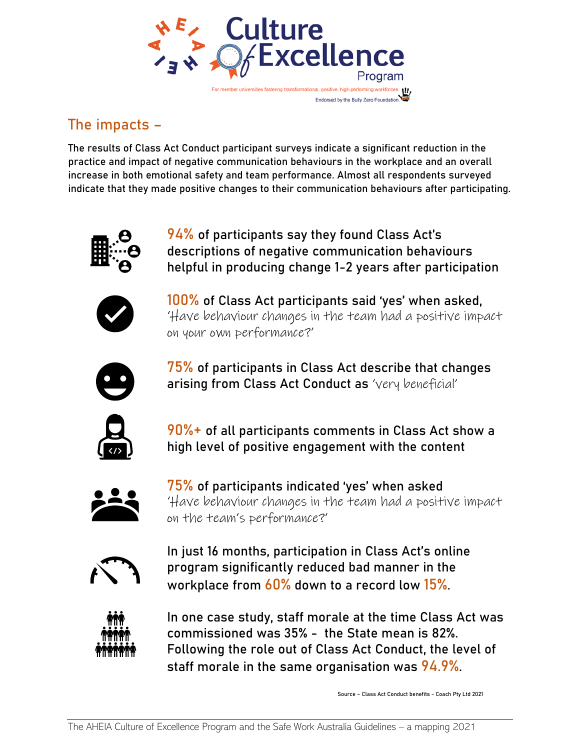# Culture Of Excellence Program

For member universities fostering transformational, positive, high-performing workforces

Endorsed by the Bully Zero Foundation

## The impacts –

The results of Class Act Conduct participant surveys indicate a significant reduction in the practice and impact of negative communication behaviours in the workplace and an overall increase in both emotional safety and team performance. Almost all respondents surveyed indicate that they made positive changes to their communication behaviours after participating.

**94%** of participants say they found Class Act's descriptions of negative communication behaviours helpful in producing change 1-2 years after participation

**100%** of Class Act participants said 'yes' when asked, *'Have behaviour changes in the team had a positive impact on your own performance?'*

**75%** of participants in Class Act describe that changes arising from Class Act Conduct as *'very beneficial'*

**90%+** of all participants comments in Class Act show a high level of positive engagement with the content

**75%** of participants indicated 'yes' when asked *'Have behaviour changes in the team had a positive impact on the team's performance?'*

In just 16 months, participation in Class Act's online program significantly reduced bad manner in the workplace from **60%** down to a record low **15%**.

In one case study, staff morale at the time Class Act was commissioned was 35% - the State mean is 82%. Following the role out of Class Act Conduct, the level of staff morale in the same organisation was **94.9%**.

Source – Class Act Conduct benefits - Coach Pty Ltd 2021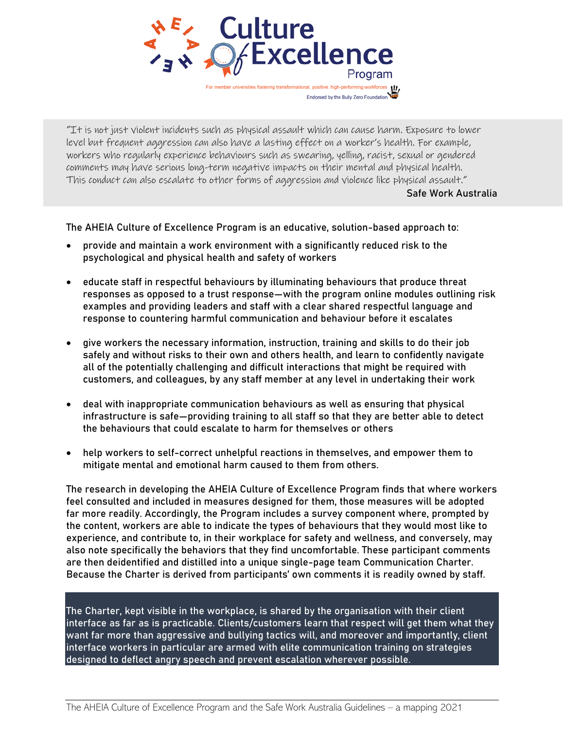"It is not just violent incidents such as physical assault which can cause harm. Exposure to lower level but frequent aggression can also have a lasting effect on a worker's health. For example, workers who regularly experience behaviours such as swearing, yelling, racist, sexual or gendered comments may have serious long-term negative impacts on their mental and physical health. This conduct can also escalate to other forms of aggression and violence like physical assault."

Safe Work Australia

The AHEIA Culture of Excellence Program is an educative, solution-based approach to:

- provide and maintain a work environment with a significantly reduced risk to the psychological and physical health and safety of workers
- educate staff in respectful behaviours by illuminating behaviours that produce threat responses as opposed to a trust response—with the program online modules outlining risk examples and providing leaders and staff with a clear shared respectful language and response to countering harmful communication and behaviour before it escalates
- give workers the necessary information, instruction, training and skills to do their job safely and without risks to their own and others health, and learn to confidently navigate all of the potentially challenging and difficult interactions that might be required with customers, and colleagues, by any staff member at any level in undertaking their work
- deal with inappropriate communication behaviours as well as ensuring that physical infrastructure is safe—providing training to all staff so that they are better able to detect the behaviours that could escalate to harm for themselves or others
- help workers to self-correct unhelpful reactions in themselves, and empower them to mitigate mental and emotional harm caused to them from others.

The research in developing the AHEIA Culture of Excellence Program finds that where workers feel consulted and included in measures designed for them, those measures will be adopted far more readily. Accordingly, the Program includes a survey component where, prompted by the content, workers are able to indicate the types of behaviours that they would most like to experience, and contribute to, in their workplace for safety and wellness, and conversely, may also note specifically the behaviors that they find uncomfortable. These participant comments are then deidentified and distilled into a unique single-page team Communication Charter. Because the Charter is derived from participants' own comments it is readily owned by staff.

The Charter, kept visible in the workplace, is shared by the organisation with their client interface as far as is practicable. Clients/customers learn that respect will get them what they want far more than aggressive and bullying tactics will, and moreover and importantly, client interface workers in particular are armed with elite communication training on strategies designed to deflect angry speech and prevent escalation wherever possible.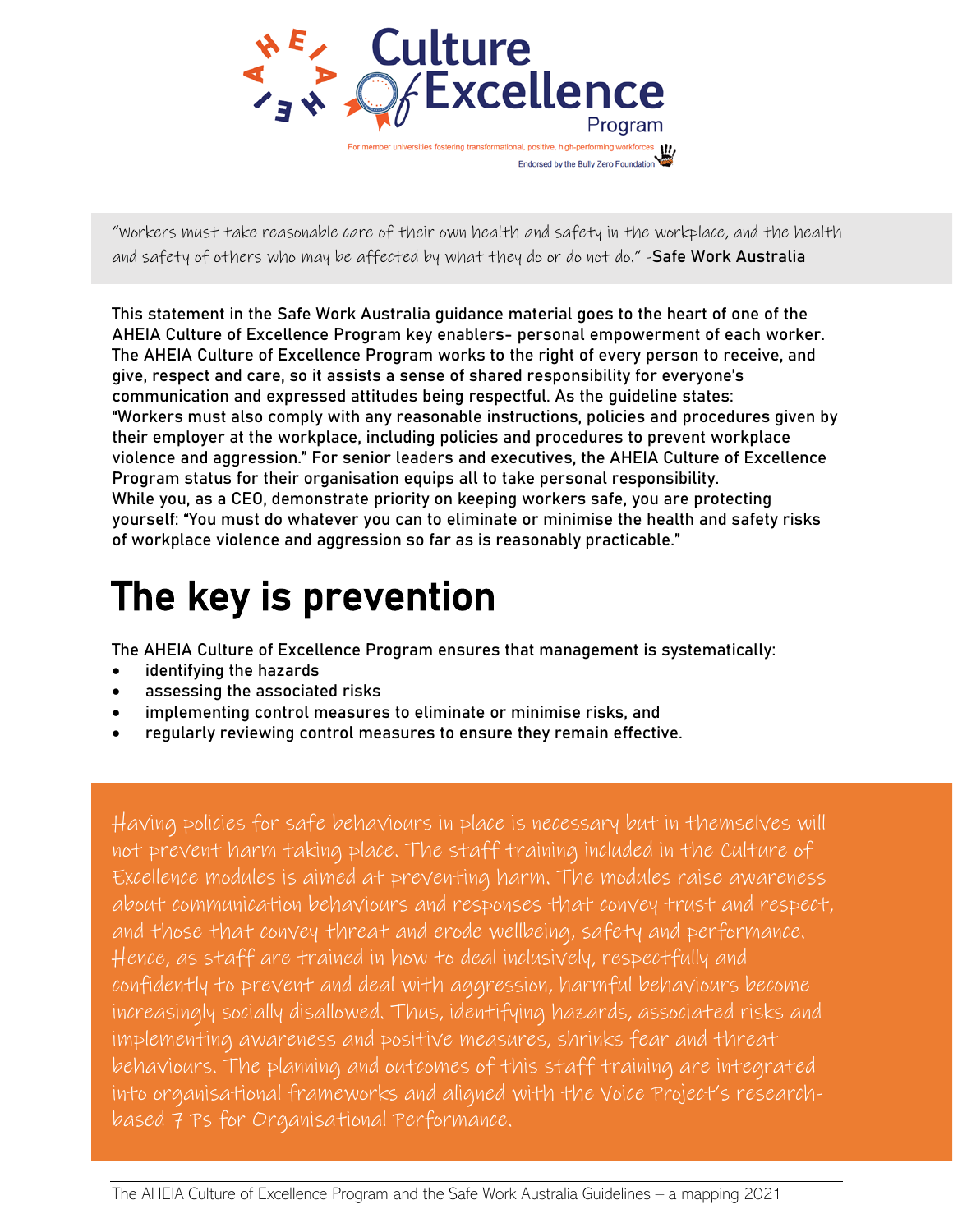# Culture of Excellence Program

For member universities fostering transformational, positive, high-performing workforces

Endorsed by the Bully Zero Foundation

> "Workers must take reasonable care of their own health and safety in the workplace, and the health and safety of others who may be affected by what they do or do not do." -**Safe Work Australia**

This statement in the Safe Work Australia guidance material goes to the heart of one of the AHEIA Culture of Excellence Program key enablers- personal empowerment of each worker. The AHEIA Culture of Excellence Program works to the right of every person to receive, and give, respect and care, so it assists a sense of shared responsibility for everyone's communication and expressed attitudes being respectful. As the guideline states: "Workers must also comply with any reasonable instructions, policies and procedures given by their employer at the workplace, including policies and procedures to prevent workplace violence and aggression." For senior leaders and executives, the AHEIA Culture of Excellence Program status for their organisation equips all to take personal responsibility. While you, as a CEO, demonstrate priority on keeping workers safe, you are protecting yourself: "You must do whatever you can to eliminate or minimise the health and safety risks of workplace violence and aggression so far as is reasonably practicable."

# The key is prevention

The AHEIA Culture of Excellence Program ensures that management is systematically:

- identifying the hazards
- assessing the associated risks
- implementing control measures to eliminate or minimise risks, and
- regularly reviewing control measures to ensure they remain effective.

Having policies for safe behaviours in place is necessary but in themselves will not prevent harm taking place. The staff training included in the Culture of Excellence modules is aimed at preventing harm. The modules raise awareness about communication behaviours and responses that convey trust and respect, and those that convey threat and erode wellbeing, safety and performance. Hence, as staff are trained in how to deal inclusively, respectfully and confidently to prevent and deal with aggression, harmful behaviours become increasingly socially disallowed. Thus, identifying hazards, associated risks and implementing awareness and positive measures, shrinks fear and threat behaviours. The planning and outcomes of this staff training are integrated into organisational frameworks and aligned with the Voice Project's research-based 7 Ps for Organisational Performance.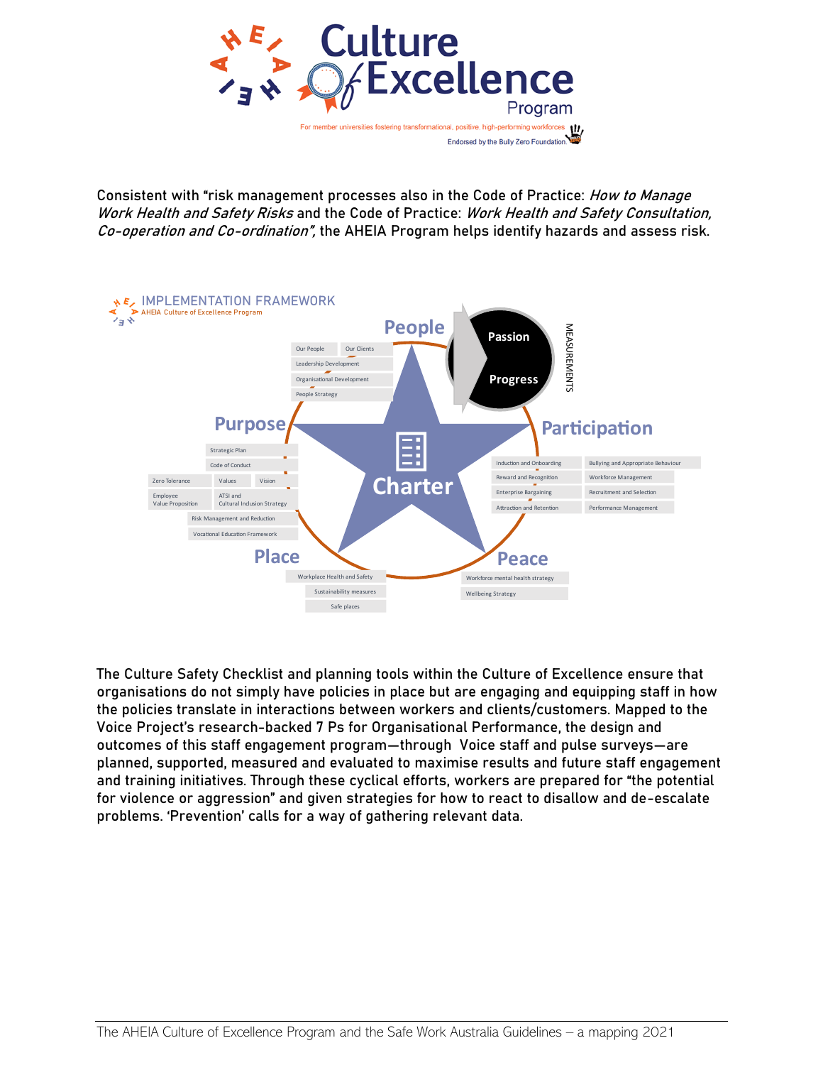# Culture of Excellence Program

For member universities fostering transformational, positive, high-performing workforces

Endorsed by the Bully Zero Foundation

Consistent with "risk management processes also in the Code of Practice: *How to Manage Work Health and Safety Risks* and the Code of Practice: *Work Health and Safety Consultation, Co-operation and Co-ordination",* the AHEIA Program helps identify hazards and assess risk.

**IMPLEMENTATION FRAMEWORK**
AHEIA Culture of Excellence Program

**Charter**

**People**
- Our People
- Our Clients
- Leadership Development
- Organisational Development
- People Strategy

**Passion** / **Progress** — MEASUREMENTS

**Participation**
- Induction and Onboarding
- Reward and Recognition
- Enterprise Bargaining
- Attraction and Retention
- Bullying and Appropriate Behaviour
- Workforce Management
- Recruitment and Selection
- Performance Management

**Peace**
- Workforce mental health strategy
- Wellbeing Strategy

**Place**
- Workplace Health and Safety
- Sustainability measures
- Safe places

**Purpose**
- Strategic Plan
- Code of Conduct
- Zero Tolerance
- Values
- Vision
- Employee Value Proposition
- ATSI and Cultural Inclusion Strategy
- Risk Management and Reduction
- Vocational Education Framework

The Culture Safety Checklist and planning tools within the Culture of Excellence ensure that organisations do not simply have policies in place but are engaging and equipping staff in how the policies translate in interactions between workers and clients/customers. Mapped to the Voice Project's research-backed 7 Ps for Organisational Performance, the design and outcomes of this staff engagement program—through Voice staff and pulse surveys—are planned, supported, measured and evaluated to maximise results and future staff engagement and training initiatives. Through these cyclical efforts, workers are prepared for "the potential for violence or aggression" and given strategies for how to react to disallow and de-escalate problems. 'Prevention' calls for a way of gathering relevant data.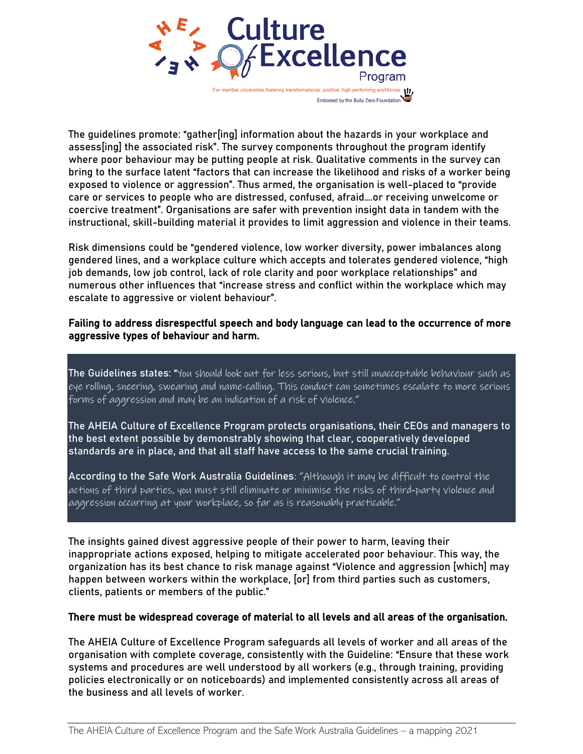The guidelines promote: "gather[ing] information about the hazards in your workplace and assess[ing] the associated risk". The survey components throughout the program identify where poor behaviour may be putting people at risk. Qualitative comments in the survey can bring to the surface latent "factors that can increase the likelihood and risks of a worker being exposed to violence or aggression". Thus armed, the organisation is well-placed to "provide care or services to people who are distressed, confused, afraid….or receiving unwelcome or coercive treatment". Organisations are safer with prevention insight data in tandem with the instructional, skill-building material it provides to limit aggression and violence in their teams.

Risk dimensions could be "gendered violence, low worker diversity, power imbalances along gendered lines, and a workplace culture which accepts and tolerates gendered violence, "high job demands, low job control, lack of role clarity and poor workplace relationships" and numerous other influences that "increase stress and conflict within the workplace which may escalate to aggressive or violent behaviour".

**Failing to address disrespectful speech and body language can lead to the occurrence of more aggressive types of behaviour and harm.**

The Guidelines states: "*You should look out for less serious, but still unacceptable behaviour such as eye rolling, sneering, swearing and name-calling. This conduct can sometimes escalate to more serious forms of aggression and may be an indication of a risk of violence.*"

The AHEIA Culture of Excellence Program protects organisations, their CEOs and managers to the best extent possible by demonstrably showing that clear, cooperatively developed standards are in place, and that all staff have access to the same crucial training.

According to the Safe Work Australia Guidelines: "*Although it may be difficult to control the actions of third parties, you must still eliminate or minimise the risks of third-party violence and aggression occurring at your workplace, so far as is reasonably practicable.*"

The insights gained divest aggressive people of their power to harm, leaving their inappropriate actions exposed, helping to mitigate accelerated poor behaviour. This way, the organization has its best chance to risk manage against "Violence and aggression [which] may happen between workers within the workplace, [or] from third parties such as customers, clients, patients or members of the public."

**There must be widespread coverage of material to all levels and all areas of the organisation.**

The AHEIA Culture of Excellence Program safeguards all levels of worker and all areas of the organisation with complete coverage, consistently with the Guideline: "Ensure that these work systems and procedures are well understood by all workers (e.g., through training, providing policies electronically or on noticeboards) and implemented consistently across all areas of the business and all levels of worker.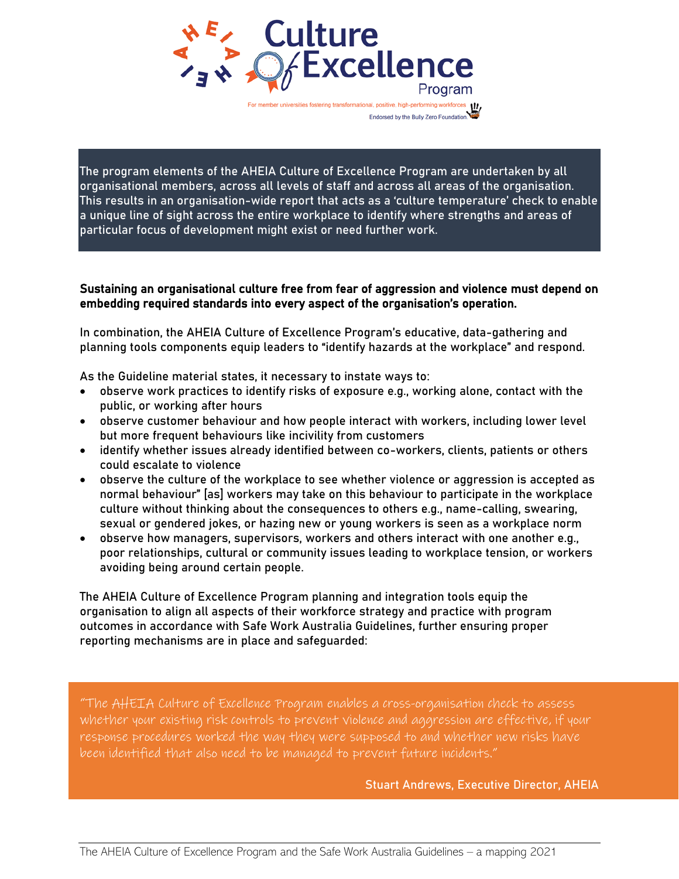The program elements of the AHEIA Culture of Excellence Program are undertaken by all organisational members, across all levels of staff and across all areas of the organisation. This results in an organisation-wide report that acts as a 'culture temperature' check to enable a unique line of sight across the entire workplace to identify where strengths and areas of particular focus of development might exist or need further work.

**Sustaining an organisational culture free from fear of aggression and violence must depend on embedding required standards into every aspect of the organisation's operation.**

In combination, the AHEIA Culture of Excellence Program's educative, data-gathering and planning tools components equip leaders to "identify hazards at the workplace" and respond.

As the Guideline material states, it necessary to instate ways to:

- observe work practices to identify risks of exposure e.g., working alone, contact with the public, or working after hours
- observe customer behaviour and how people interact with workers, including lower level but more frequent behaviours like incivility from customers
- identify whether issues already identified between co-workers, clients, patients or others could escalate to violence
- observe the culture of the workplace to see whether violence or aggression is accepted as normal behaviour" [as] workers may take on this behaviour to participate in the workplace culture without thinking about the consequences to others e.g., name-calling, swearing, sexual or gendered jokes, or hazing new or young workers is seen as a workplace norm
- observe how managers, supervisors, workers and others interact with one another e.g., poor relationships, cultural or community issues leading to workplace tension, or workers avoiding being around certain people.

The AHEIA Culture of Excellence Program planning and integration tools equip the organisation to align all aspects of their workforce strategy and practice with program outcomes in accordance with Safe Work Australia Guidelines, further ensuring proper reporting mechanisms are in place and safeguarded:

> "The AHEIA Culture of Excellence Program enables a cross-organisation check to assess whether your existing risk controls to prevent violence and aggression are effective, if your response procedures worked the way they were supposed to and whether new risks have been identified that also need to be managed to prevent future incidents."
>
> **Stuart Andrews, Executive Director, AHEIA**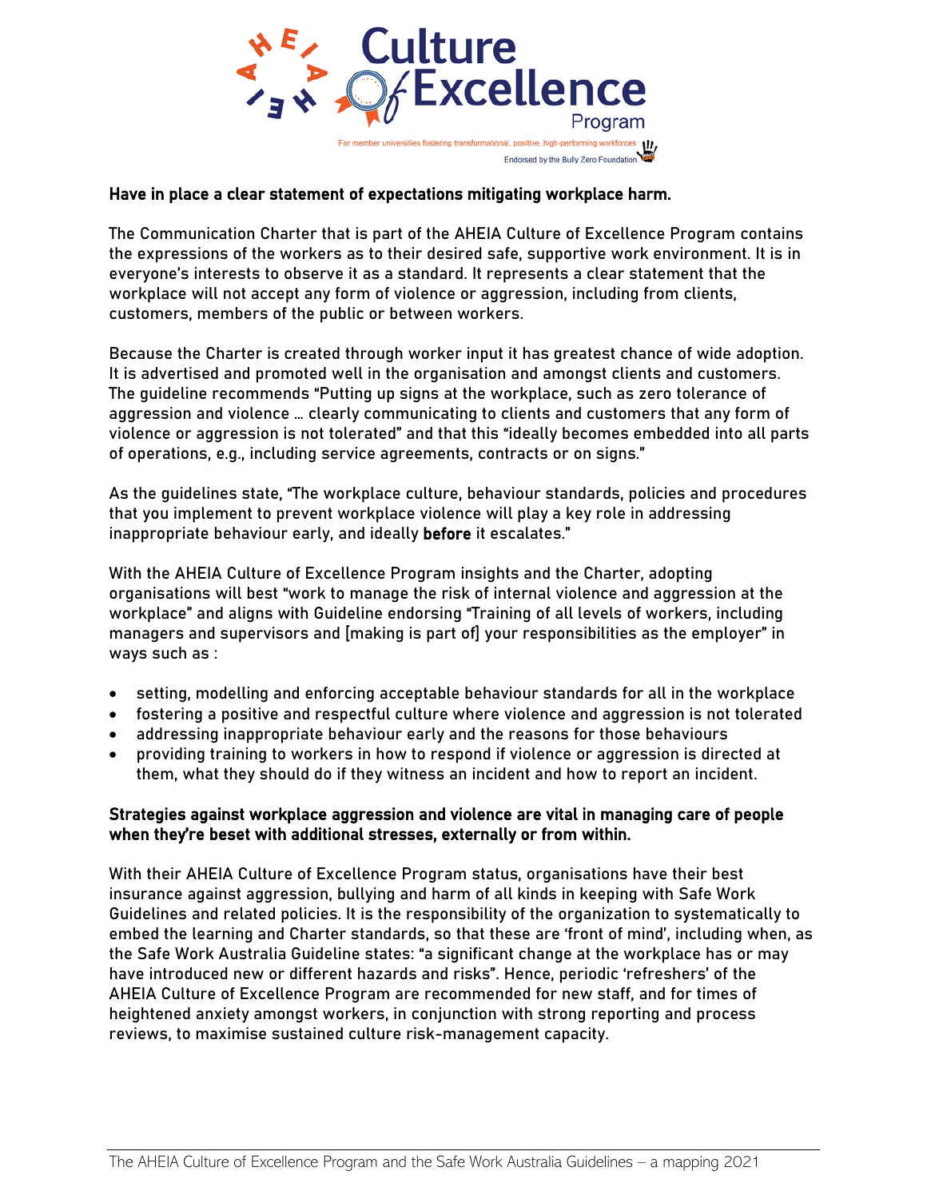**Have in place a clear statement of expectations mitigating workplace harm.**

The Communication Charter that is part of the AHEIA Culture of Excellence Program contains the expressions of the workers as to their desired safe, supportive work environment. It is in everyone's interests to observe it as a standard. It represents a clear statement that the workplace will not accept any form of violence or aggression, including from clients, customers, members of the public or between workers.

Because the Charter is created through worker input it has greatest chance of wide adoption. It is advertised and promoted well in the organisation and amongst clients and customers. The guideline recommends "Putting up signs at the workplace, such as zero tolerance of aggression and violence … clearly communicating to clients and customers that any form of violence or aggression is not tolerated" and that this "ideally becomes embedded into all parts of operations, e.g., including service agreements, contracts or on signs."

As the guidelines state, "The workplace culture, behaviour standards, policies and procedures that you implement to prevent workplace violence will play a key role in addressing inappropriate behaviour early, and ideally **before** it escalates."

With the AHEIA Culture of Excellence Program insights and the Charter, adopting organisations will best "work to manage the risk of internal violence and aggression at the workplace" and aligns with Guideline endorsing "Training of all levels of workers, including managers and supervisors and [making is part of] your responsibilities as the employer" in ways such as :

- setting, modelling and enforcing acceptable behaviour standards for all in the workplace
- fostering a positive and respectful culture where violence and aggression is not tolerated
- addressing inappropriate behaviour early and the reasons for those behaviours
- providing training to workers in how to respond if violence or aggression is directed at them, what they should do if they witness an incident and how to report an incident.

**Strategies against workplace aggression and violence are vital in managing care of people when they're beset with additional stresses, externally or from within.**

With their AHEIA Culture of Excellence Program status, organisations have their best insurance against aggression, bullying and harm of all kinds in keeping with Safe Work Guidelines and related policies. It is the responsibility of the organization to systematically to embed the learning and Charter standards, so that these are 'front of mind', including when, as the Safe Work Australia Guideline states: "a significant change at the workplace has or may have introduced new or different hazards and risks". Hence, periodic 'refreshers' of the AHEIA Culture of Excellence Program are recommended for new staff, and for times of heightened anxiety amongst workers, in conjunction with strong reporting and process reviews, to maximise sustained culture risk-management capacity.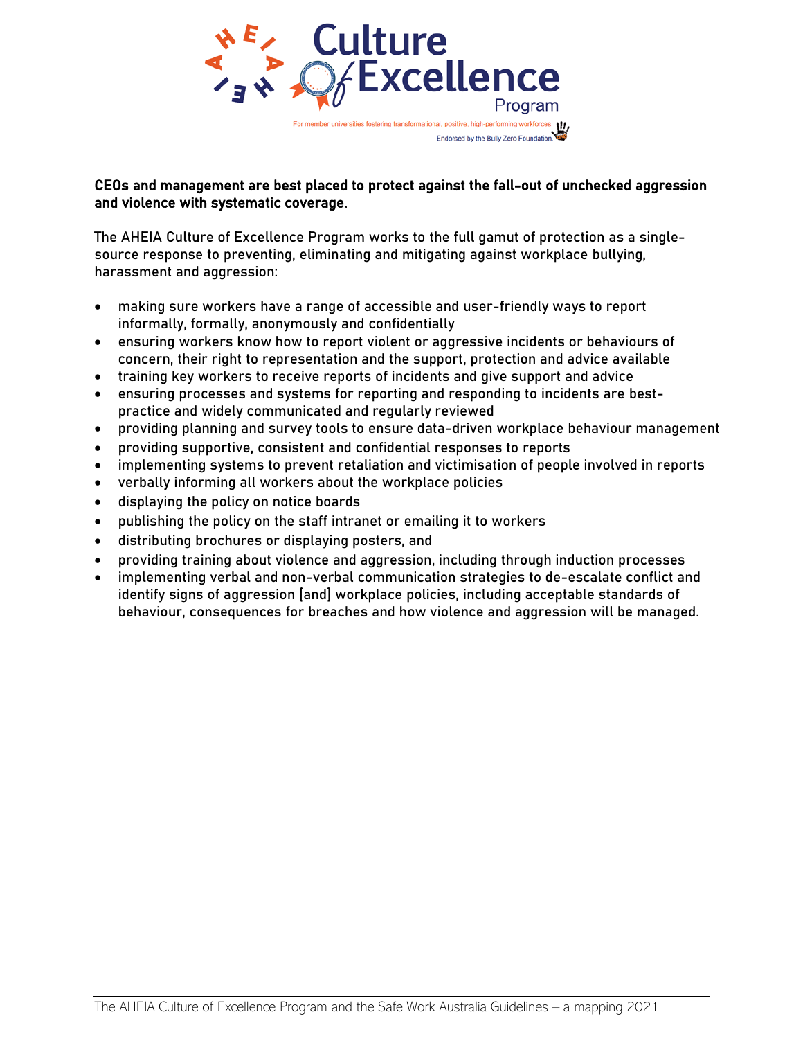**CEOs and management are best placed to protect against the fall-out of unchecked aggression and violence with systematic coverage.**

The AHEIA Culture of Excellence Program works to the full gamut of protection as a single-source response to preventing, eliminating and mitigating against workplace bullying, harassment and aggression:

- making sure workers have a range of accessible and user-friendly ways to report informally, formally, anonymously and confidentially
- ensuring workers know how to report violent or aggressive incidents or behaviours of concern, their right to representation and the support, protection and advice available
- training key workers to receive reports of incidents and give support and advice
- ensuring processes and systems for reporting and responding to incidents are best-practice and widely communicated and regularly reviewed
- providing planning and survey tools to ensure data-driven workplace behaviour management
- providing supportive, consistent and confidential responses to reports
- implementing systems to prevent retaliation and victimisation of people involved in reports
- verbally informing all workers about the workplace policies
- displaying the policy on notice boards
- publishing the policy on the staff intranet or emailing it to workers
- distributing brochures or displaying posters, and
- providing training about violence and aggression, including through induction processes
- implementing verbal and non-verbal communication strategies to de-escalate conflict and identify signs of aggression [and] workplace policies, including acceptable standards of behaviour, consequences for breaches and how violence and aggression will be managed.